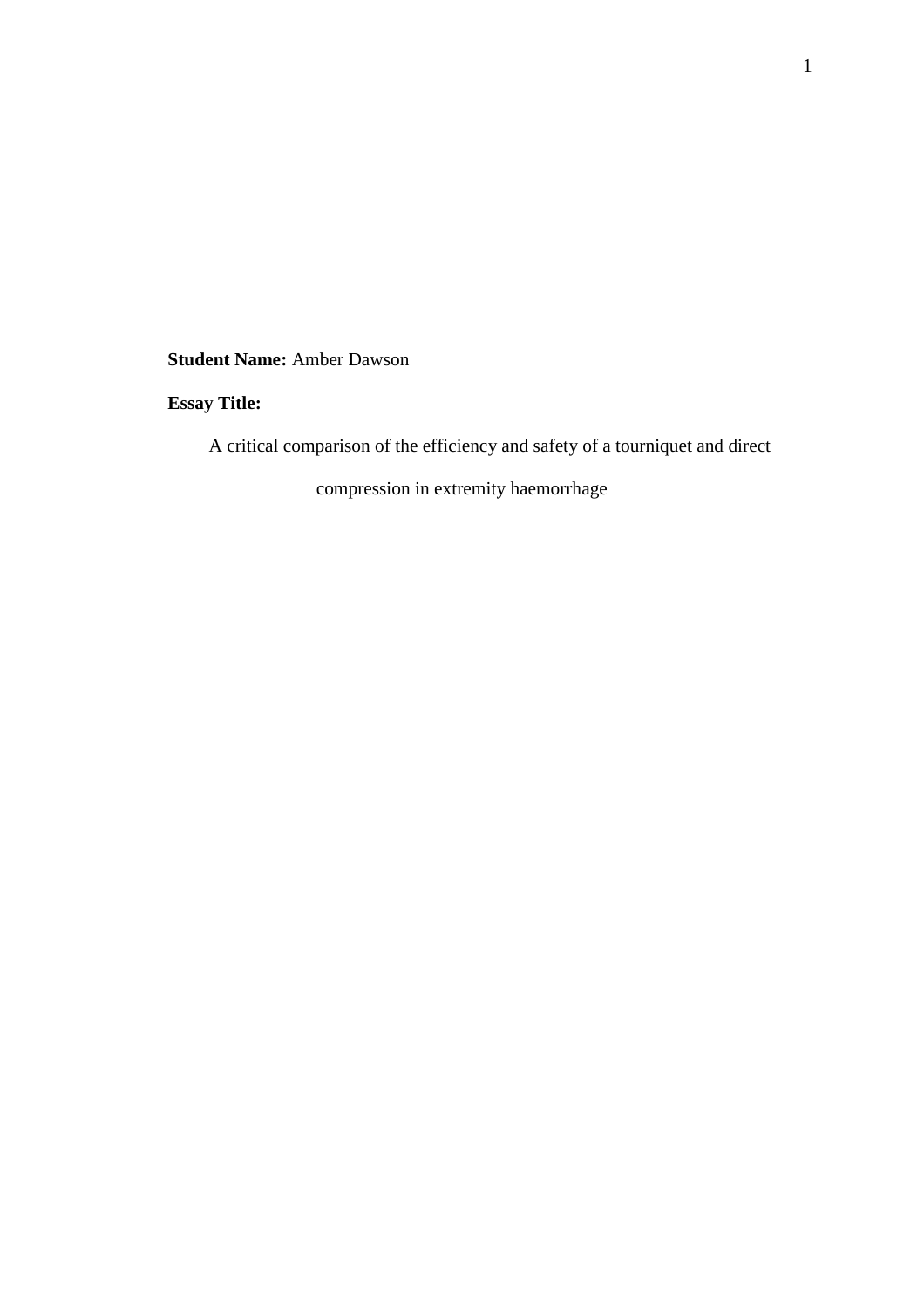**Student Name:** Amber Dawson

**Essay Title:**

A critical comparison of the efficiency and safety of a tourniquet and direct compression in extremity haemorrhage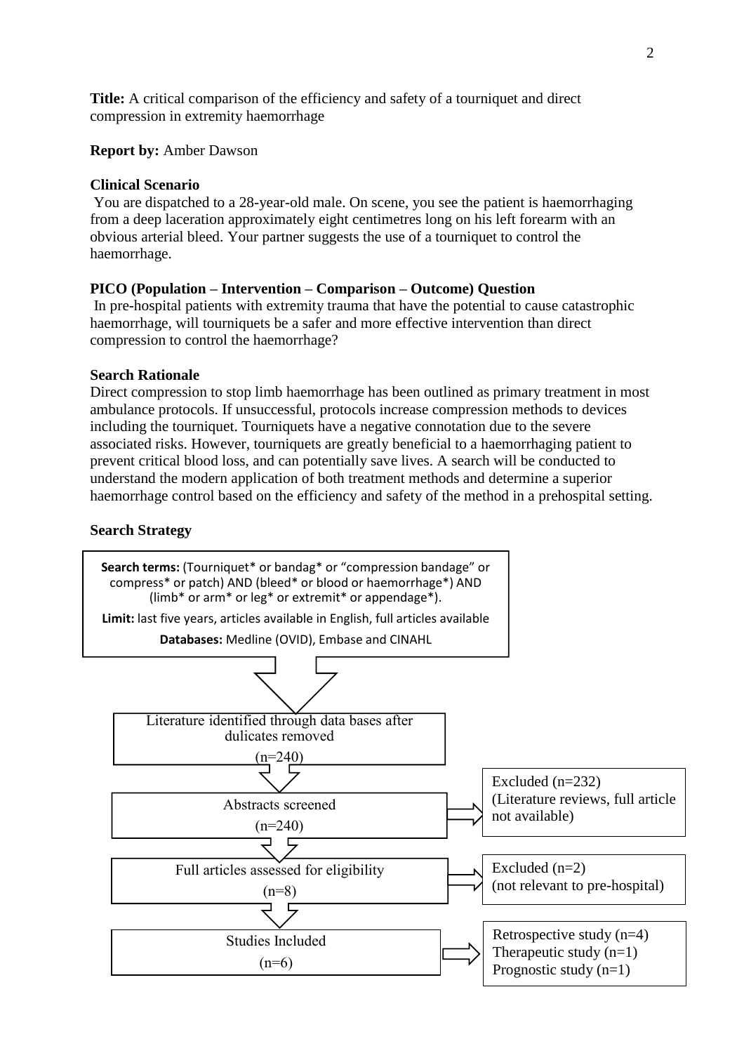**Title:** A critical comparison of the efficiency and safety of a tourniquet and direct compression in extremity haemorrhage

**Report by:** Amber Dawson

**Clinical Scenario**

You are dispatched to a 28-year-old male. On scene, you see the patient is haemorrhaging from a deep laceration approximately eight centimetres long on his left forearm with an obvious arterial bleed. Your partner suggests the use of a tourniquet to control the haemorrhage.

**PICO (Population – Intervention – Comparison – Outcome) Question**

In pre-hospital patients with extremity trauma that have the potential to cause catastrophic haemorrhage, will tourniquets be a safer and more effective intervention than direct compression to control the haemorrhage?

**Search Rationale**

Direct compression to stop limb haemorrhage has been outlined as primary treatment in most ambulance protocols. If unsuccessful, protocols increase compression methods to devices including the tourniquet. Tourniquets have a negative connotation due to the severe associated risks. However, tourniquets are greatly beneficial to a haemorrhaging patient to prevent critical blood loss, and can potentially save lives. A search will be conducted to understand the modern application of both treatment methods and determine a superior haemorrhage control based on the efficiency and safety of the method in a prehospital setting.

**Search Strategy**

**Search terms:** (Tourniquet* or bandag* or "compression bandage" or compress* or patch) AND (bleed* or blood or haemorrhage*) AND (limb* or arm* or leg* or extremit* or appendage*).

**Limit:** last five years, articles available in English, full articles available

**Databases:** Medline (OVID), Embase and CINAHL

↓

Literature identified through data bases after dulicates removed (n=240)

↓

Abstracts screened (n=240) → Excluded (n=232) (Literature reviews, full article not available)

↓

Full articles assessed for eligibility (n=8) → Excluded (n=2) (not relevant to pre-hospital)

↓

Studies Included (n=6) → Retrospective study (n=4), Therapeutic study (n=1), Prognostic study (n=1)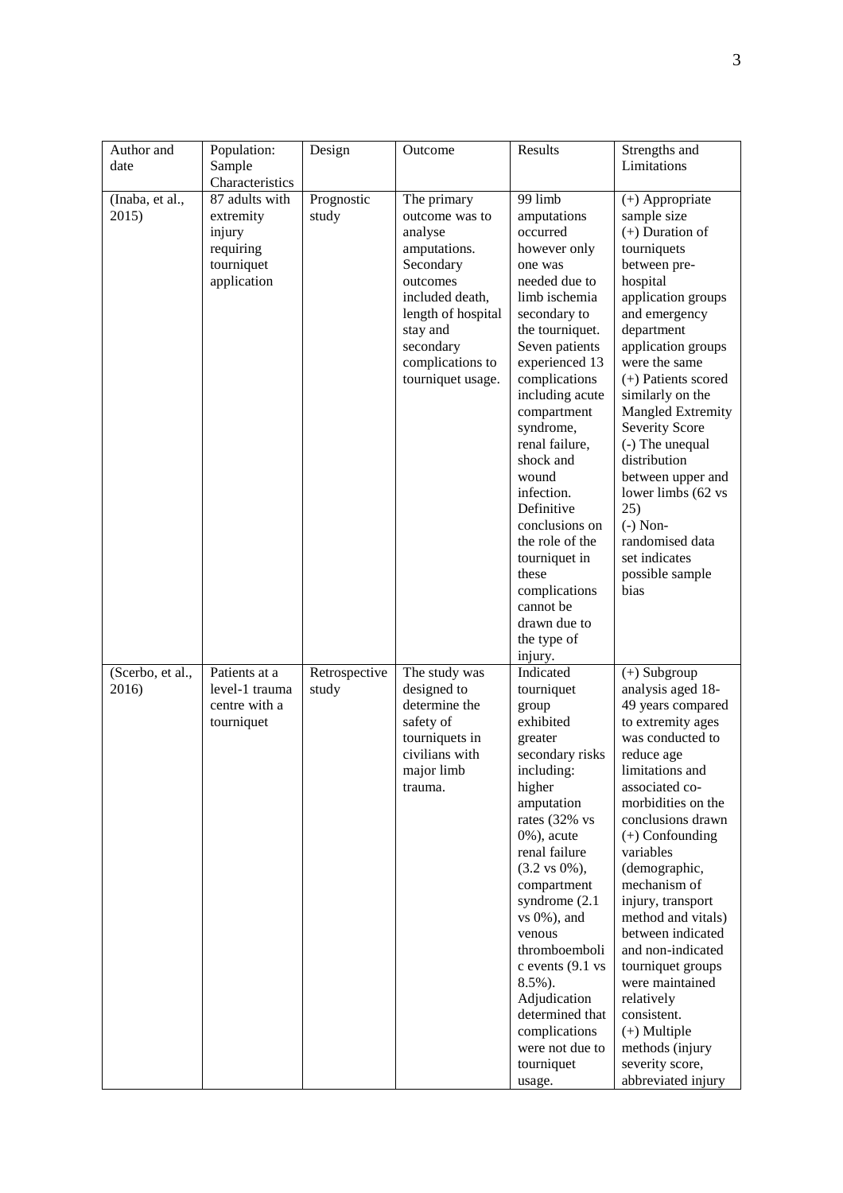| Author and date | Population: Sample Characteristics | Design | Outcome | Results | Strengths and Limitations |
|---|---|---|---|---|---|
| (Inaba, et al., 2015) | 87 adults with extremity injury requiring tourniquet application | Prognostic study | The primary outcome was to analyse amputations. Secondary outcomes included death, length of hospital stay and secondary complications to tourniquet usage. | 99 limb amputations occurred however only one was needed due to limb ischemia secondary to the tourniquet. Seven patients experienced 13 complications including acute compartment syndrome, renal failure, shock and wound infection. Definitive conclusions on the role of the tourniquet in these complications cannot be drawn due to the type of injury. | (+) Appropriate sample size<br>(+) Duration of tourniquets between pre-hospital application groups and emergency department application groups were the same<br>(+) Patients scored similarly on the Mangled Extremity Severity Score<br>(-) The unequal distribution between upper and lower limbs (62 vs 25)<br>(-) Non-randomised data set indicates possible sample bias |
| (Scerbo, et al., 2016) | Patients at a level-1 trauma centre with a tourniquet | Retrospective study | The study was designed to determine the safety of tourniquets in civilians with major limb trauma. | Indicated tourniquet group exhibited greater secondary risks including: higher amputation rates (32% vs 0%), acute renal failure (3.2 vs 0%), compartment syndrome (2.1 vs 0%), and venous thromboembolic events (9.1 vs 8.5%). Adjudication determined that complications were not due to tourniquet usage. | (+) Subgroup analysis aged 18-49 years compared to extremity ages was conducted to reduce age limitations and associated co-morbidities on the conclusions drawn<br>(+) Confounding variables (demographic, mechanism of injury, transport method and vitals) between indicated and non-indicated tourniquet groups were maintained relatively consistent.<br>(+) Multiple methods (injury severity score, abbreviated injury |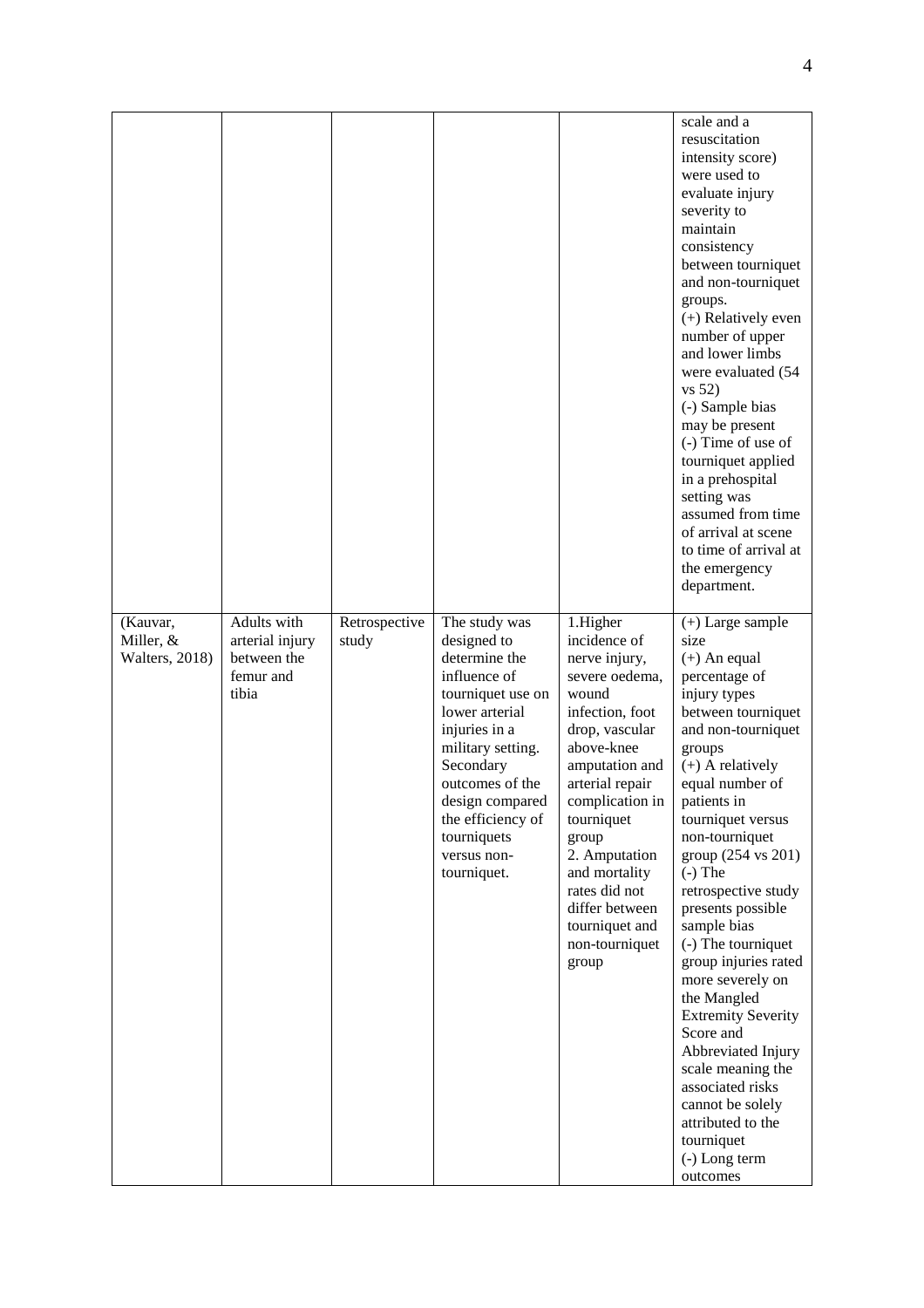| | | | | | scale and a resuscitation intensity score) were used to evaluate injury severity to maintain consistency between tourniquet and non-tourniquet groups.<br>(+) Relatively even number of upper and lower limbs were evaluated (54 vs 52)<br>(-) Sample bias may be present<br>(-) Time of use of tourniquet applied in a prehospital setting was assumed from time of arrival at scene to time of arrival at the emergency department. |
|---|---|---|---|---|---|
| (Kauvar, Miller, & Walters, 2018) | Adults with arterial injury between the femur and tibia | Retrospective study | The study was designed to determine the influence of tourniquet use on lower arterial injuries in a military setting. Secondary outcomes of the design compared the efficiency of tourniquets versus non-tourniquet. | 1.Higher incidence of nerve injury, severe oedema, wound infection, foot drop, vascular above-knee amputation and arterial repair complication in tourniquet group<br>2. Amputation and mortality rates did not differ between tourniquet and non-tourniquet group | (+) Large sample size<br>(+) An equal percentage of injury types between tourniquet and non-tourniquet groups<br>(+) A relatively equal number of patients in tourniquet versus non-tourniquet group (254 vs 201)<br>(-) The retrospective study presents possible sample bias<br>(-) The tourniquet group injuries rated more severely on the Mangled Extremity Severity Score and Abbreviated Injury scale meaning the associated risks cannot be solely attributed to the tourniquet<br>(-) Long term outcomes |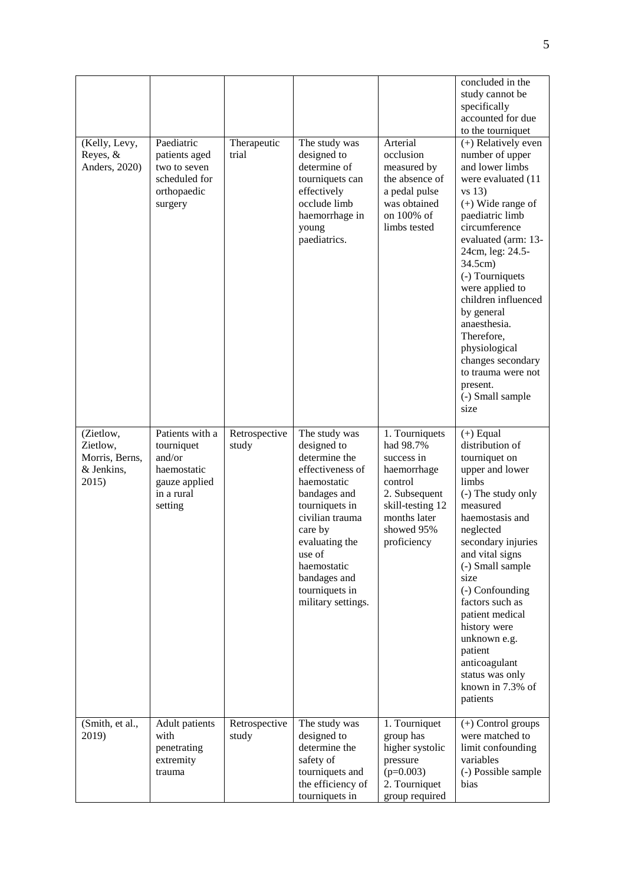| | | | | | concluded in the study cannot be specifically accounted for due to the tourniquet |
|---|---|---|---|---|---|
| (Kelly, Levy, Reyes, & Anders, 2020) | Paediatric patients aged two to seven scheduled for orthopaedic surgery | Therapeutic trial | The study was designed to determine of tourniquets can effectively occlude limb haemorrhage in young paediatrics. | Arterial occlusion measured by the absence of a pedal pulse was obtained on 100% of limbs tested | (+) Relatively even number of upper and lower limbs were evaluated (11 vs 13)<br>(+) Wide range of paediatric limb circumference evaluated (arm: 13-24cm, leg: 24.5-34.5cm)<br>(-) Tourniquets were applied to children influenced by general anaesthesia. Therefore, physiological changes secondary to trauma were not present.<br>(-) Small sample size |
| (Zietlow, Zietlow, Morris, Berns, & Jenkins, 2015) | Patients with a tourniquet and/or haemostatic gauze applied in a rural setting | Retrospective study | The study was designed to determine the effectiveness of haemostatic bandages and tourniquets in civilian trauma care by evaluating the use of haemostatic bandages and tourniquets in military settings. | 1. Tourniquets had 98.7% success in haemorrhage control<br>2. Subsequent skill-testing 12 months later showed 95% proficiency | (+) Equal distribution of tourniquet on upper and lower limbs<br>(-) The study only measured haemostasis and neglected secondary injuries and vital signs<br>(-) Small sample size<br>(-) Confounding factors such as patient medical history were unknown e.g. patient anticoagulant status was only known in 7.3% of patients |
| (Smith, et al., 2019) | Adult patients with penetrating extremity trauma | Retrospective study | The study was designed to determine the safety of tourniquets and the efficiency of tourniquets in | 1. Tourniquet group has higher systolic pressure ($p=0.003$)<br>2. Tourniquet group required | (+) Control groups were matched to limit confounding variables<br>(-) Possible sample bias |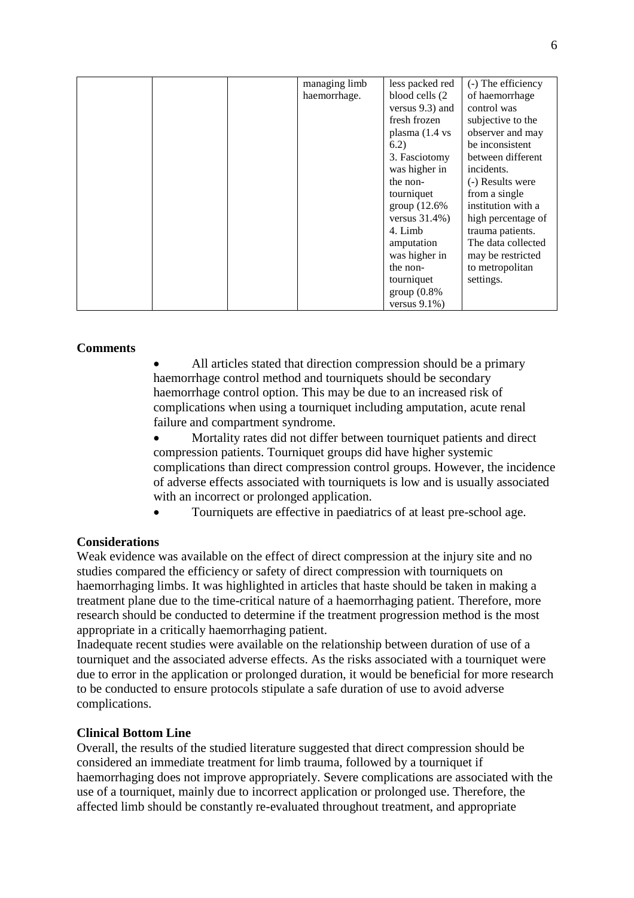|  |  |  | managing limb haemorrhage. | less packed red blood cells (2 versus 9.3) and fresh frozen plasma (1.4 vs 6.2)<br>3. Fasciotomy was higher in the non-tourniquet group (12.6% versus 31.4%)<br>4. Limb amputation was higher in the non-tourniquet group (0.8% versus 9.1%) | (-) The efficiency of haemorrhage control was subjective to the observer and may be inconsistent between different incidents.<br>(-) Results were from a single institution with a high percentage of trauma patients. The data collected may be restricted to metropolitan settings. |
|---|---|---|---|---|---|

**Comments**

- All articles stated that direction compression should be a primary haemorrhage control method and tourniquets should be secondary haemorrhage control option. This may be due to an increased risk of complications when using a tourniquet including amputation, acute renal failure and compartment syndrome.
- Mortality rates did not differ between tourniquet patients and direct compression patients. Tourniquet groups did have higher systemic complications than direct compression control groups. However, the incidence of adverse effects associated with tourniquets is low and is usually associated with an incorrect or prolonged application.
- Tourniquets are effective in paediatrics of at least pre-school age.

**Considerations**

Weak evidence was available on the effect of direct compression at the injury site and no studies compared the efficiency or safety of direct compression with tourniquets on haemorrhaging limbs. It was highlighted in articles that haste should be taken in making a treatment plane due to the time-critical nature of a haemorrhaging patient. Therefore, more research should be conducted to determine if the treatment progression method is the most appropriate in a critically haemorrhaging patient.
Inadequate recent studies were available on the relationship between duration of use of a tourniquet and the associated adverse effects. As the risks associated with a tourniquet were due to error in the application or prolonged duration, it would be beneficial for more research to be conducted to ensure protocols stipulate a safe duration of use to avoid adverse complications.

**Clinical Bottom Line**

Overall, the results of the studied literature suggested that direct compression should be considered an immediate treatment for limb trauma, followed by a tourniquet if haemorrhaging does not improve appropriately. Severe complications are associated with the use of a tourniquet, mainly due to incorrect application or prolonged use. Therefore, the affected limb should be constantly re-evaluated throughout treatment, and appropriate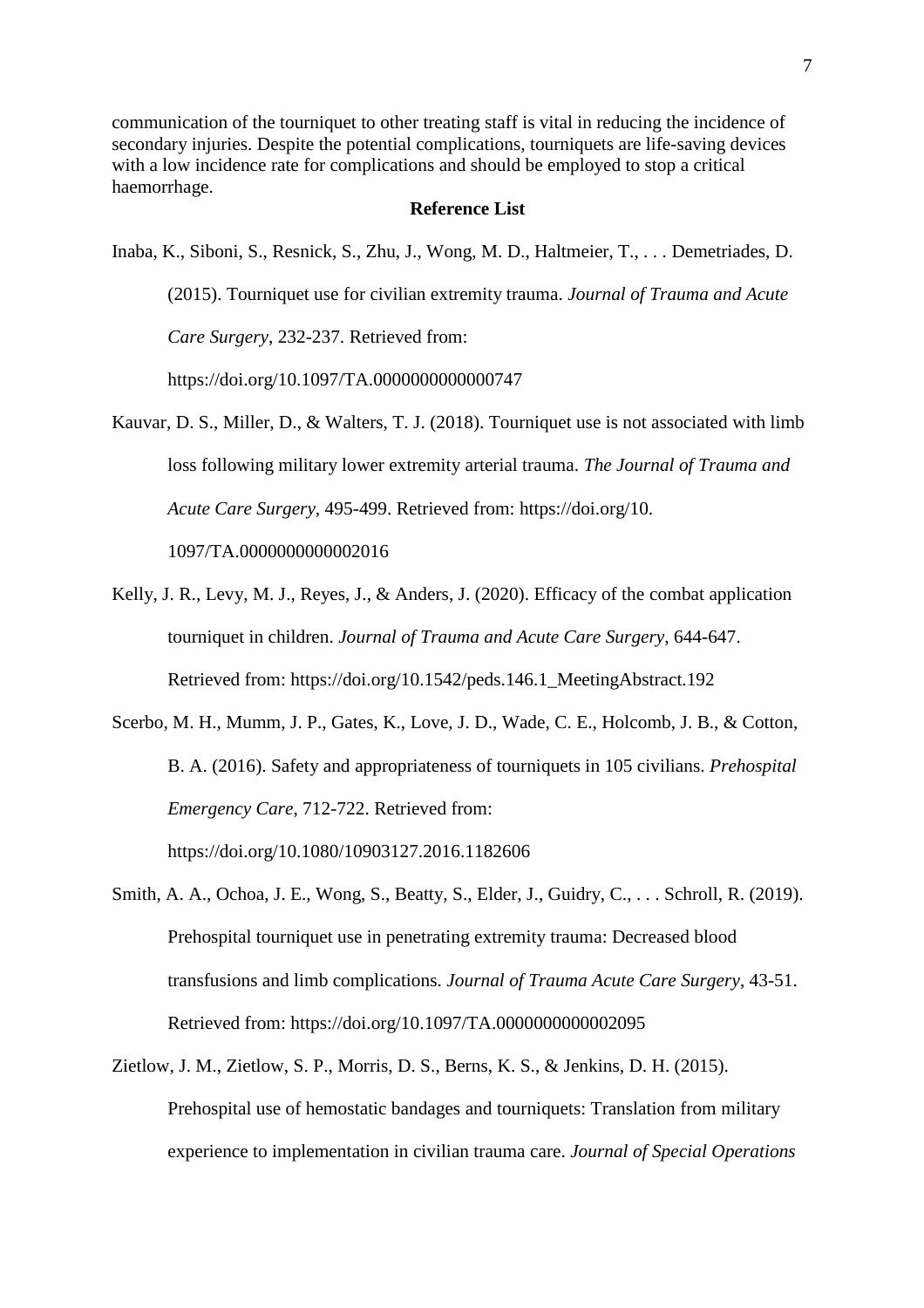communication of the tourniquet to other treating staff is vital in reducing the incidence of secondary injuries. Despite the potential complications, tourniquets are life-saving devices with a low incidence rate for complications and should be employed to stop a critical haemorrhage.

## Reference List

Inaba, K., Siboni, S., Resnick, S., Zhu, J., Wong, M. D., Haltmeier, T., . . . Demetriades, D. (2015). Tourniquet use for civilian extremity trauma. *Journal of Trauma and Acute Care Surgery*, 232-237. Retrieved from: https://doi.org/10.1097/TA.0000000000000747

Kauvar, D. S., Miller, D., & Walters, T. J. (2018). Tourniquet use is not associated with limb loss following military lower extremity arterial trauma. *The Journal of Trauma and Acute Care Surgery*, 495-499. Retrieved from: https://doi.org/10. 1097/TA.0000000000002016

Kelly, J. R., Levy, M. J., Reyes, J., & Anders, J. (2020). Efficacy of the combat application tourniquet in children. *Journal of Trauma and Acute Care Surgery*, 644-647. Retrieved from: https://doi.org/10.1542/peds.146.1_MeetingAbstract.192

Scerbo, M. H., Mumm, J. P., Gates, K., Love, J. D., Wade, C. E., Holcomb, J. B., & Cotton, B. A. (2016). Safety and appropriateness of tourniquets in 105 civilians. *Prehospital Emergency Care*, 712-722. Retrieved from: https://doi.org/10.1080/10903127.2016.1182606

Smith, A. A., Ochoa, J. E., Wong, S., Beatty, S., Elder, J., Guidry, C., . . . Schroll, R. (2019). Prehospital tourniquet use in penetrating extremity trauma: Decreased blood transfusions and limb complications. *Journal of Trauma Acute Care Surgery*, 43-51. Retrieved from: https://doi.org/10.1097/TA.0000000000002095

Zietlow, J. M., Zietlow, S. P., Morris, D. S., Berns, K. S., & Jenkins, D. H. (2015). Prehospital use of hemostatic bandages and tourniquets: Translation from military experience to implementation in civilian trauma care. *Journal of Special Operations*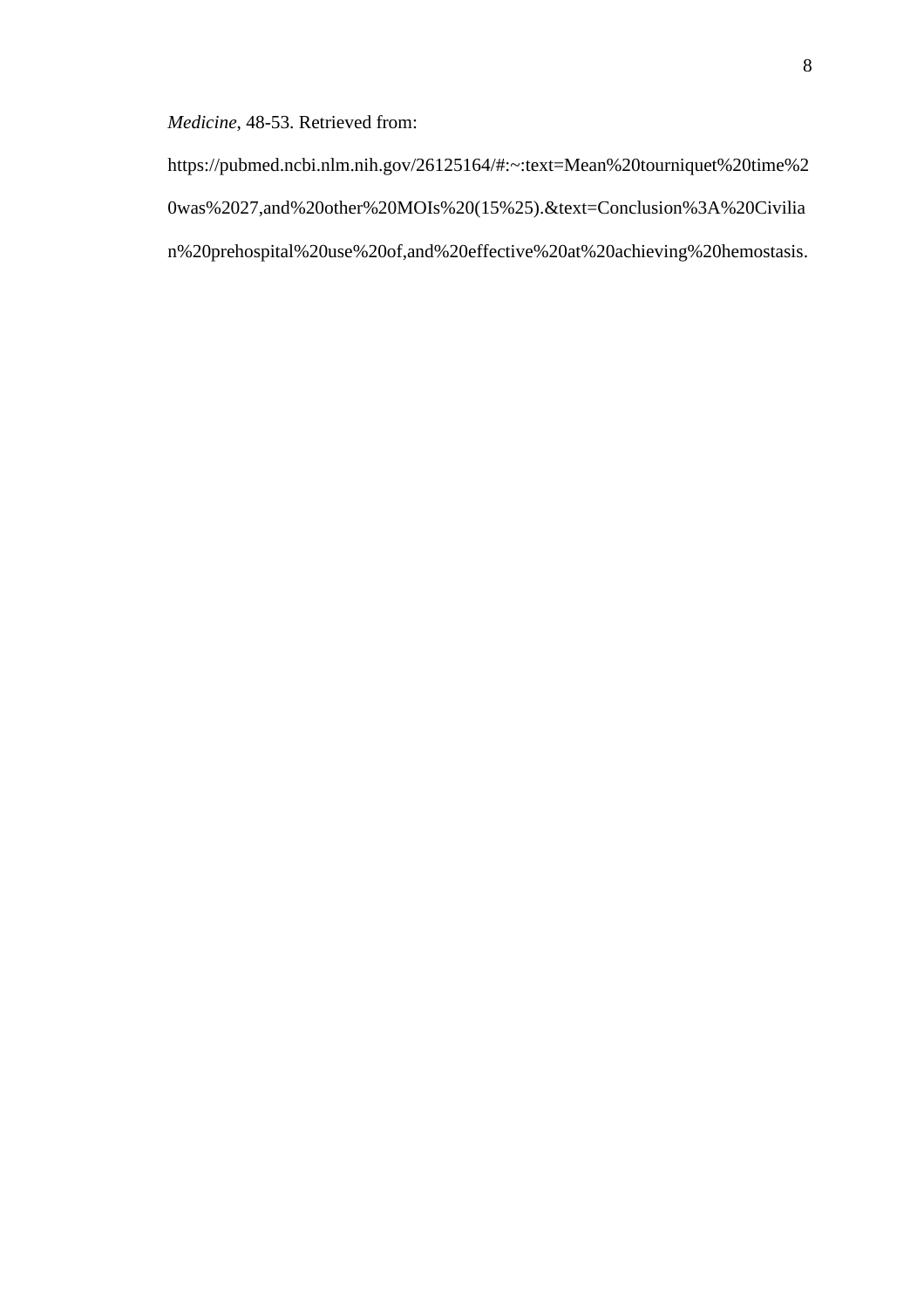*Medicine*, 48-53. Retrieved from: https://pubmed.ncbi.nlm.nih.gov/26125164/#:~:text=Mean%20tourniquet%20time%20was%2027,and%20other%20MOIs%20(15%25).&text=Conclusion%3A%20Civilian%20prehospital%20use%20of,and%20effective%20at%20achieving%20hemostasis.